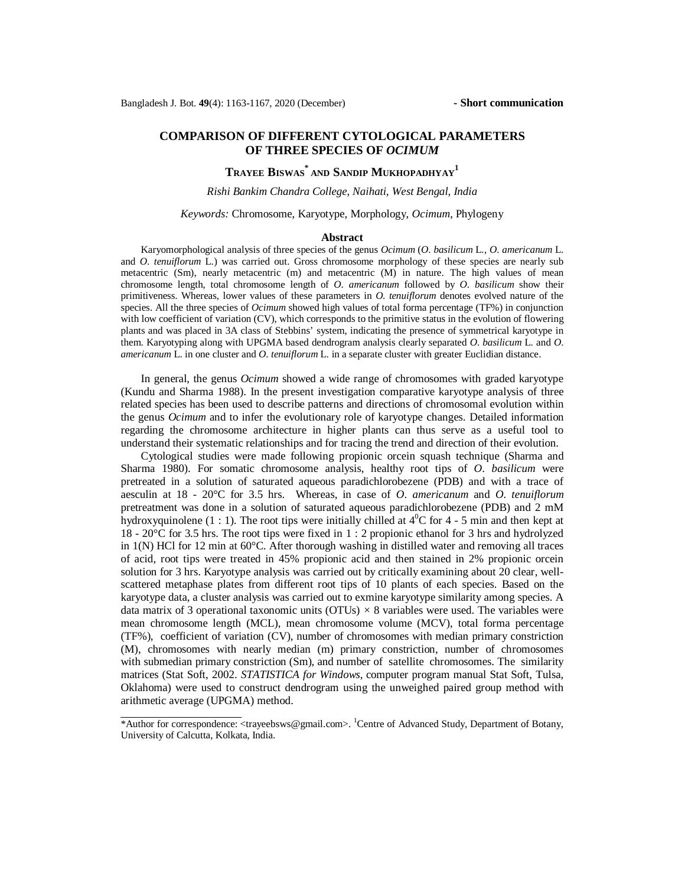- Short communication

# COMPARISON OF DIFFERENT CYTOLOGICAL PARAMETERS OF THREE SPECIES OF *OCIMUM*

**Trayee Biswas*** **and Sandip Mukhopadhyay**[1]

*Rishi Bankim Chandra College, Naihati, West Bengal, India*

*Keywords:* Chromosome, Karyotype, Morphology, *Ocimum*, Phylogeny

## Abstract

Karyomorphological analysis of three species of the genus *Ocimum* (*O. basilicum* L., *O. americanum* L. and *O. tenuiflorum* L.) was carried out. Gross chromosome morphology of these species are nearly sub metacentric (Sm), nearly metacentric (m) and metacentric (M) in nature. The high values of mean chromosome length, total chromosome length of *O. americanum* followed by *O. basilicum* show their primitiveness. Whereas, lower values of these parameters in *O. tenuiflorum* denotes evolved nature of the species. All the three species of *Ocimum* showed high values of total forma percentage (TF%) in conjunction with low coefficient of variation (CV), which corresponds to the primitive status in the evolution of flowering plants and was placed in 3A class of Stebbins' system, indicating the presence of symmetrical karyotype in them. Karyotyping along with UPGMA based dendrogram analysis clearly separated *O. basilicum* L. and *O. americanum* L. in one cluster and *O. tenuiflorum* L. in a separate cluster with greater Euclidian distance.

In general, the genus *Ocimum* showed a wide range of chromosomes with graded karyotype (Kundu and Sharma 1988). In the present investigation comparative karyotype analysis of three related species has been used to describe patterns and directions of chromosomal evolution within the genus *Ocimum* and to infer the evolutionary role of karyotype changes. Detailed information regarding the chromosome architecture in higher plants can thus serve as a useful tool to understand their systematic relationships and for tracing the trend and direction of their evolution.

Cytological studies were made following propionic orcein squash technique (Sharma and Sharma 1980). For somatic chromosome analysis, healthy root tips of *O. basilicum* were pretreated in a solution of saturated aqueous paradichlorobezene (PDB) and with a trace of aesculin at 18 - 20°C for 3.5 hrs. Whereas, in case of *O. americanum* and *O. tenuiflorum* pretreatment was done in a solution of saturated aqueous paradichlorobezene (PDB) and 2 mM hydroxyquinolene (1 : 1). The root tips were initially chilled at $4^0$C for 4 - 5 min and then kept at 18 - 20°C for 3.5 hrs. The root tips were fixed in 1 : 2 propionic ethanol for 3 hrs and hydrolyzed in 1(N) HCl for 12 min at 60°C. After thorough washing in distilled water and removing all traces of acid, root tips were treated in 45% propionic acid and then stained in 2% propionic orcein solution for 3 hrs. Karyotype analysis was carried out by critically examining about 20 clear, well-scattered metaphase plates from different root tips of 10 plants of each species. Based on the karyotype data, a cluster analysis was carried out to exmine karyotype similarity among species. A data matrix of 3 operational taxonomic units (OTUs) × 8 variables were used. The variables were mean chromosome length (MCL), mean chromosome volume (MCV), total forma percentage (TF%), coefficient of variation (CV), number of chromosomes with median primary constriction (M), chromosomes with nearly median (m) primary constriction, number of chromosomes with submedian primary constriction (Sm), and number of satellite chromosomes. The similarity matrices (Stat Soft, 2002. *STATISTICA for Windows*, computer program manual Stat Soft, Tulsa, Oklahoma) were used to construct dendrogram using the unweighed paired group method with arithmetic average (UPGMA) method.

---

*Author for correspondence: <trayeebsws@gmail.com>. [1]Centre of Advanced Study, Department of Botany, University of Calcutta, Kolkata, India.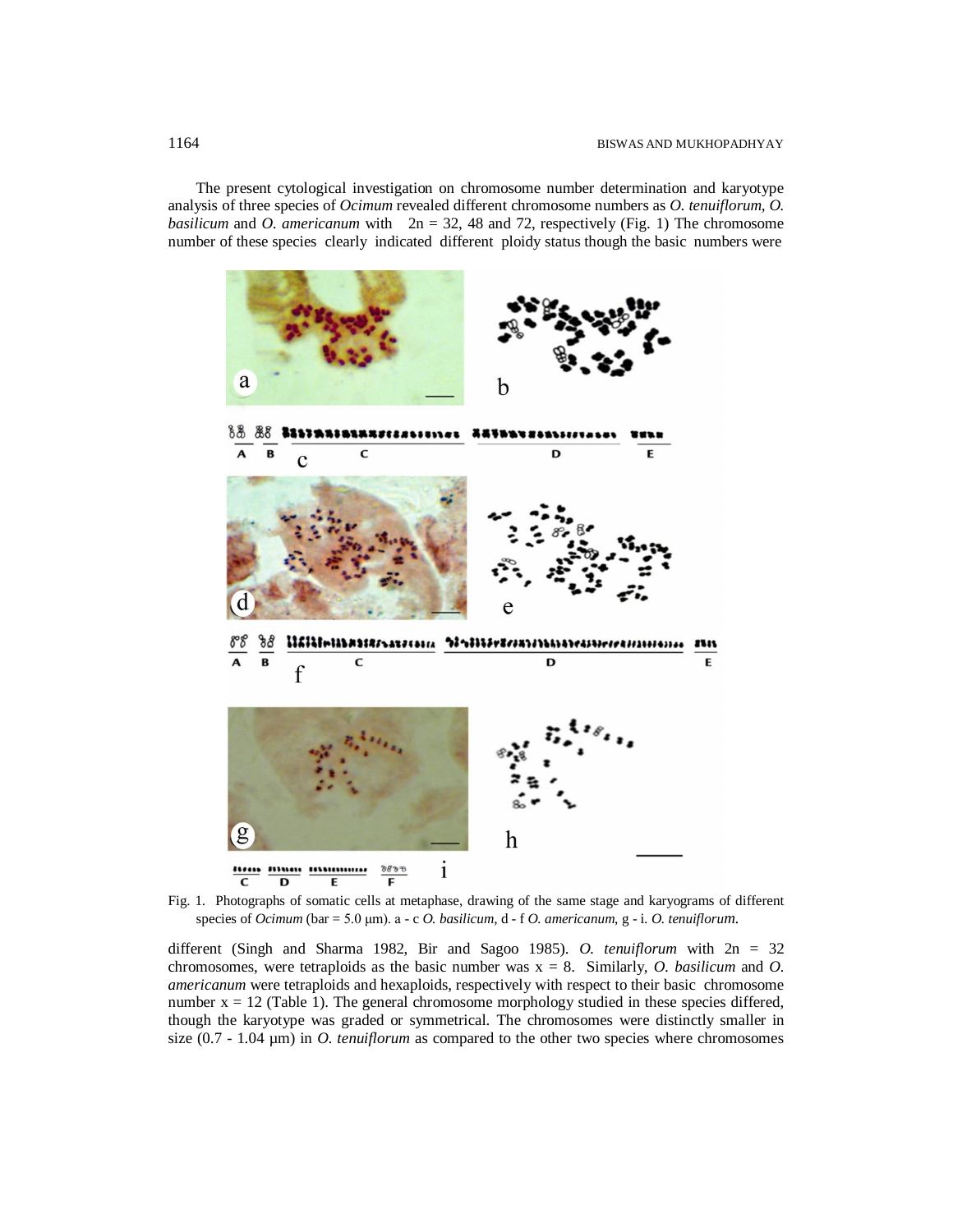The present cytological investigation on chromosome number determination and karyotype analysis of three species of *Ocimum* revealed different chromosome numbers as *O. tenuiflorum*, *O. basilicum* and *O. americanum* with 2n = 32, 48 and 72, respectively (Fig. 1) The chromosome number of these species clearly indicated different ploidy status though the basic numbers were

Fig. 1. Photographs of somatic cells at metaphase, drawing of the same stage and karyograms of different species of *Ocimum* (bar = 5.0 μm). a - c *O. basilicum*, d - f *O. americanum*, g - i. *O. tenuiflorum*.

different (Singh and Sharma 1982, Bir and Sagoo 1985). *O. tenuiflorum* with 2n = 32 chromosomes, were tetraploids as the basic number was x = 8. Similarly, *O. basilicum* and *O. americanum* were tetraploids and hexaploids, respectively with respect to their basic chromosome number x = 12 (Table 1). The general chromosome morphology studied in these species differed, though the karyotype was graded or symmetrical. The chromosomes were distinctly smaller in size (0.7 - 1.04 μm) in *O. tenuiflorum* as compared to the other two species where chromosomes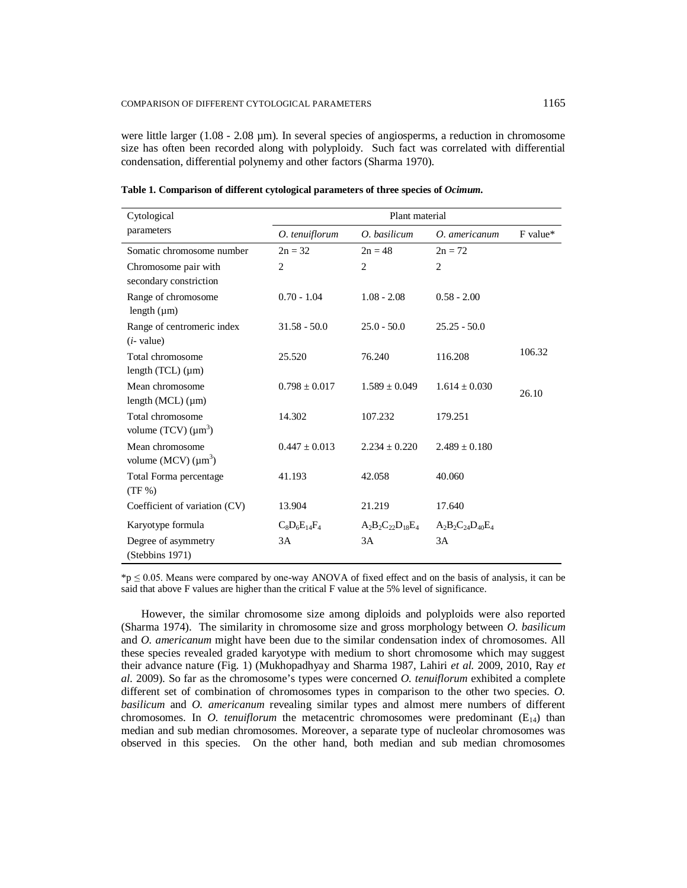were little larger (1.08 - 2.08 µm). In several species of angiosperms, a reduction in chromosome size has often been recorded along with polyploidy. Such fact was correlated with differential condensation, differential polynemy and other factors (Sharma 1970).

**Table 1. Comparison of different cytological parameters of three species of *Ocimum*.**

| Cytological parameters | Plant material | | | |
|---|---|---|---|---|
| | *O. tenuiflorum* | *O. basilicum* | *O. americanum* | F value* |
| Somatic chromosome number | 2n = 32 | 2n = 48 | 2n = 72 | |
| Chromosome pair with secondary constriction | 2 | 2 | 2 | |
| Range of chromosome length (µm) | 0.70 - 1.04 | 1.08 - 2.08 | 0.58 - 2.00 | |
| Range of centromeric index (*i*- value) | 31.58 - 50.0 | 25.0 - 50.0 | 25.25 - 50.0 | |
| Total chromosome length (TCL) (µm) | 25.520 | 76.240 | 116.208 | 106.32 |
| Mean chromosome length (MCL) (µm) | $0.798 \pm 0.017$ | $1.589 \pm 0.049$ | $1.614 \pm 0.030$ | 26.10 |
| Total chromosome volume (TCV) ($\mu m^3$) | 14.302 | 107.232 | 179.251 | |
| Mean chromosome volume (MCV) ($\mu m^3$) | $0.447 \pm 0.013$ | $2.234 \pm 0.220$ | $2.489 \pm 0.180$ | |
| Total Forma percentage (TF %) | 41.193 | 42.058 | 40.060 | |
| Coefficient of variation (CV) | 13.904 | 21.219 | 17.640 | |
| Karyotype formula | $C_8D_6E_{14}F_4$ | $A_2B_2C_{22}D_{18}E_4$ | $A_2B_2C_{24}D_{40}E_4$ | |
| Degree of asymmetry (Stebbins 1971) | 3A | 3A | 3A | |

*$p \leq 0.05$. Means were compared by one-way ANOVA of fixed effect and on the basis of analysis, it can be said that above F values are higher than the critical F value at the 5% level of significance.

However, the similar chromosome size among diploids and polyploids were also reported (Sharma 1974). The similarity in chromosome size and gross morphology between *O. basilicum* and *O. americanum* might have been due to the similar condensation index of chromosomes. All these species revealed graded karyotype with medium to short chromosome which may suggest their advance nature (Fig. 1) (Mukhopadhyay and Sharma 1987, Lahiri *et al.* 2009, 2010, Ray *et al.* 2009). So far as the chromosome's types were concerned *O. tenuiflorum* exhibited a complete different set of combination of chromosomes types in comparison to the other two species. *O. basilicum* and *O. americanum* revealing similar types and almost mere numbers of different chromosomes. In *O. tenuiflorum* the metacentric chromosomes were predominant ($E_{14}$) than median and sub median chromosomes. Moreover, a separate type of nucleolar chromosomes was observed in this species. On the other hand, both median and sub median chromosomes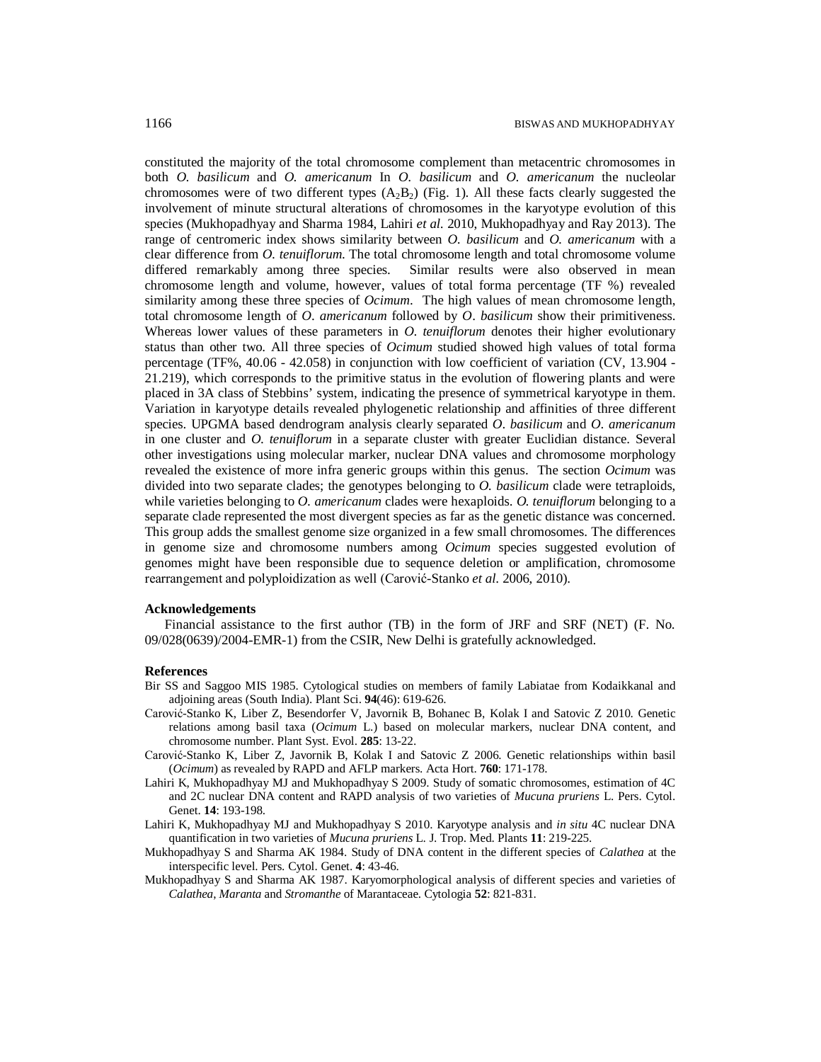constituted the majority of the total chromosome complement than metacentric chromosomes in both *O. basilicum* and *O. americanum* In *O. basilicum* and *O. americanum* the nucleolar chromosomes were of two different types ($A_2B_2$) (Fig. 1). All these facts clearly suggested the involvement of minute structural alterations of chromosomes in the karyotype evolution of this species (Mukhopadhyay and Sharma 1984, Lahiri *et al.* 2010, Mukhopadhyay and Ray 2013). The range of centromeric index shows similarity between *O. basilicum* and *O. americanum* with a clear difference from *O. tenuiflorum*. The total chromosome length and total chromosome volume differed remarkably among three species. Similar results were also observed in mean chromosome length and volume, however, values of total forma percentage (TF %) revealed similarity among these three species of *Ocimum*. The high values of mean chromosome length, total chromosome length of *O*. *americanum* followed by *O*. *basilicum* show their primitiveness. Whereas lower values of these parameters in *O. tenuiflorum* denotes their higher evolutionary status than other two. All three species of *Ocimum* studied showed high values of total forma percentage (TF%, 40.06 - 42.058) in conjunction with low coefficient of variation (CV, 13.904 - 21.219), which corresponds to the primitive status in the evolution of flowering plants and were placed in 3A class of Stebbins' system, indicating the presence of symmetrical karyotype in them. Variation in karyotype details revealed phylogenetic relationship and affinities of three different species. UPGMA based dendrogram analysis clearly separated *O*. *basilicum* and *O*. *americanum* in one cluster and *O. tenuiflorum* in a separate cluster with greater Euclidian distance. Several other investigations using molecular marker, nuclear DNA values and chromosome morphology revealed the existence of more infra generic groups within this genus. The section *Ocimum* was divided into two separate clades; the genotypes belonging to *O. basilicum* clade were tetraploids, while varieties belonging to *O. americanum* clades were hexaploids. *O. tenuiflorum* belonging to a separate clade represented the most divergent species as far as the genetic distance was concerned. This group adds the smallest genome size organized in a few small chromosomes. The differences in genome size and chromosome numbers among *Ocimum* species suggested evolution of genomes might have been responsible due to sequence deletion or amplification, chromosome rearrangement and polyploidization as well (Carović-Stanko *et al.* 2006, 2010).

## Acknowledgements

Financial assistance to the first author (TB) in the form of JRF and SRF (NET) (F. No. 09/028(0639)/2004-EMR-1) from the CSIR, New Delhi is gratefully acknowledged.

## References

Bir SS and Saggoo MIS 1985. Cytological studies on members of family Labiatae from Kodaikkanal and adjoining areas (South India). Plant Sci. **94**(46): 619-626.

Carović-Stanko K, Liber Z, Besendorfer V, Javornik B, Bohanec B, Kolak I and Satovic Z 2010. Genetic relations among basil taxa (*Ocimum* L.) based on molecular markers, nuclear DNA content, and chromosome number. Plant Syst. Evol. **285**: 13-22.

Carović-Stanko K, Liber Z, Javornik B, Kolak I and Satovic Z 2006. Genetic relationships within basil (*Ocimum*) as revealed by RAPD and AFLP markers. Acta Hort. **760**: 171-178.

Lahiri K, Mukhopadhyay MJ and Mukhopadhyay S 2009. Study of somatic chromosomes, estimation of 4C and 2C nuclear DNA content and RAPD analysis of two varieties of *Mucuna pruriens* L. Pers. Cytol. Genet. **14**: 193-198.

Lahiri K, Mukhopadhyay MJ and Mukhopadhyay S 2010. Karyotype analysis and *in situ* 4C nuclear DNA quantification in two varieties of *Mucuna pruriens* L. J. Trop. Med. Plants **11**: 219-225.

Mukhopadhyay S and Sharma AK 1984. Study of DNA content in the different species of *Calathea* at the interspecific level. Pers. Cytol. Genet. **4**: 43-46.

Mukhopadhyay S and Sharma AK 1987. Karyomorphological analysis of different species and varieties of *Calathea*, *Maranta* and *Stromanthe* of Marantaceae. Cytologia **52**: 821-831.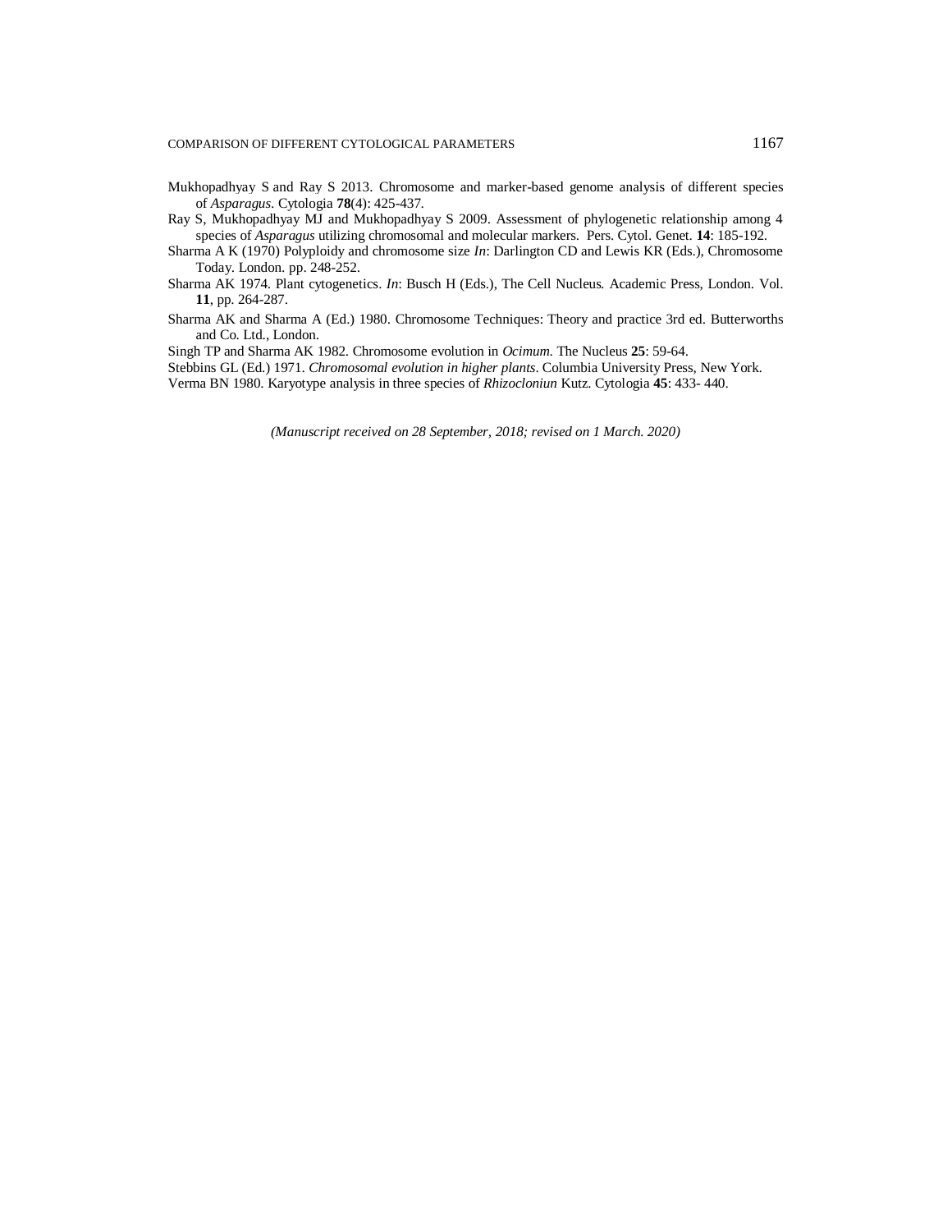Mukhopadhyay S and Ray S 2013. Chromosome and marker-based genome analysis of different species of *Asparagus*. Cytologia **78**(4): 425-437.

Ray S, Mukhopadhyay MJ and Mukhopadhyay S 2009. Assessment of phylogenetic relationship among 4 species of *Asparagus* utilizing chromosomal and molecular markers. Pers. Cytol. Genet. **14**: 185-192.

Sharma A K (1970) Polyploidy and chromosome size *In*: Darlington CD and Lewis KR (Eds.), Chromosome Today. London. pp. 248-252.

Sharma AK 1974. Plant cytogenetics. *In*: Busch H (Eds.), The Cell Nucleus. Academic Press, London. Vol. **11**, pp. 264-287.

Sharma AK and Sharma A (Ed.) 1980. Chromosome Techniques: Theory and practice 3rd ed. Butterworths and Co. Ltd., London.

Singh TP and Sharma AK 1982. Chromosome evolution in *Ocimum*. The Nucleus **25**: 59-64.

Stebbins GL (Ed.) 1971. *Chromosomal evolution in higher plants*. Columbia University Press, New York.

Verma BN 1980. Karyotype analysis in three species of *Rhizocloniun* Kutz. Cytologia **45**: 433- 440.

*(Manuscript received on 28 September, 2018; revised on 1 March. 2020)*